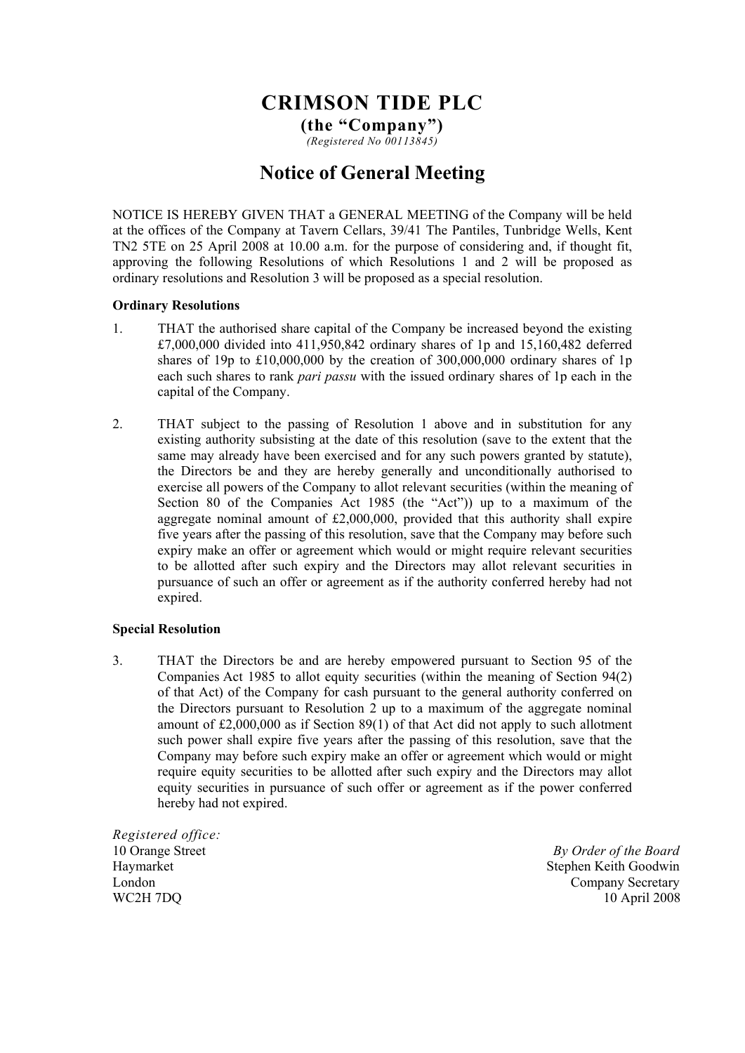# CRIMSON TIDE PLC

**(the "Company")**

*(Registered No 00113845)*

## Notice of General Meeting

NOTICE IS HEREBY GIVEN THAT a GENERAL MEETING of the Company will be held at the offices of the Company at Tavern Cellars, 39/41 The Pantiles, Tunbridge Wells, Kent TN2 5TE on 25 April 2008 at 10.00 a.m. for the purpose of considering and, if thought fit, approving the following Resolutions of which Resolutions 1 and 2 will be proposed as ordinary resolutions and Resolution 3 will be proposed as a special resolution.

**Ordinary Resolutions**

1. THAT the authorised share capital of the Company be increased beyond the existing £7,000,000 divided into 411,950,842 ordinary shares of 1p and 15,160,482 deferred shares of 19p to £10,000,000 by the creation of 300,000,000 ordinary shares of 1p each such shares to rank *pari passu* with the issued ordinary shares of 1p each in the capital of the Company.

2. THAT subject to the passing of Resolution 1 above and in substitution for any existing authority subsisting at the date of this resolution (save to the extent that the same may already have been exercised and for any such powers granted by statute), the Directors be and they are hereby generally and unconditionally authorised to exercise all powers of the Company to allot relevant securities (within the meaning of Section 80 of the Companies Act 1985 (the "Act")) up to a maximum of the aggregate nominal amount of £2,000,000, provided that this authority shall expire five years after the passing of this resolution, save that the Company may before such expiry make an offer or agreement which would or might require relevant securities to be allotted after such expiry and the Directors may allot relevant securities in pursuance of such an offer or agreement as if the authority conferred hereby had not expired.

**Special Resolution**

3. THAT the Directors be and are hereby empowered pursuant to Section 95 of the Companies Act 1985 to allot equity securities (within the meaning of Section 94(2) of that Act) of the Company for cash pursuant to the general authority conferred on the Directors pursuant to Resolution 2 up to a maximum of the aggregate nominal amount of £2,000,000 as if Section 89(1) of that Act did not apply to such allotment such power shall expire five years after the passing of this resolution, save that the Company may before such expiry make an offer or agreement which would or might require equity securities to be allotted after such expiry and the Directors may allot equity securities in pursuance of such offer or agreement as if the power conferred hereby had not expired.

*Registered office:*
10 Orange Street
Haymarket
London
WC2H 7DQ

*By Order of the Board*
Stephen Keith Goodwin
Company Secretary
10 April 2008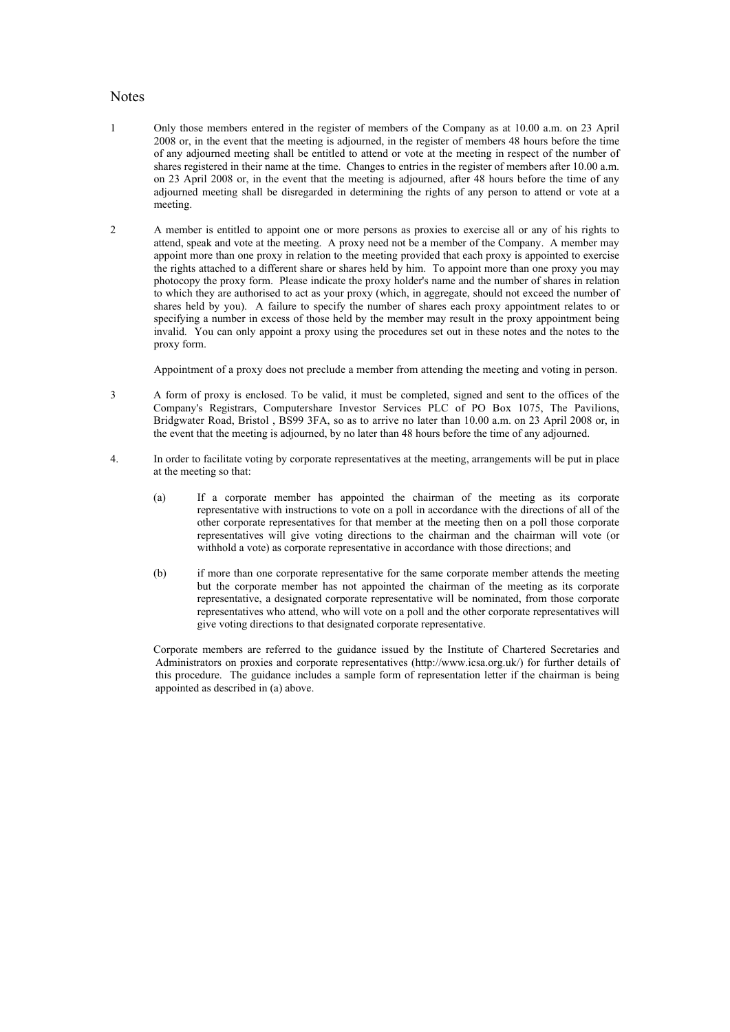# Notes

1. Only those members entered in the register of members of the Company as at 10.00 a.m. on 23 April 2008 or, in the event that the meeting is adjourned, in the register of members 48 hours before the time of any adjourned meeting shall be entitled to attend or vote at the meeting in respect of the number of shares registered in their name at the time. Changes to entries in the register of members after 10.00 a.m. on 23 April 2008 or, in the event that the meeting is adjourned, after 48 hours before the time of any adjourned meeting shall be disregarded in determining the rights of any person to attend or vote at a meeting.

2. A member is entitled to appoint one or more persons as proxies to exercise all or any of his rights to attend, speak and vote at the meeting. A proxy need not be a member of the Company. A member may appoint more than one proxy in relation to the meeting provided that each proxy is appointed to exercise the rights attached to a different share or shares held by him. To appoint more than one proxy you may photocopy the proxy form. Please indicate the proxy holder's name and the number of shares in relation to which they are authorised to act as your proxy (which, in aggregate, should not exceed the number of shares held by you). A failure to specify the number of shares each proxy appointment relates to or specifying a number in excess of those held by the member may result in the proxy appointment being invalid. You can only appoint a proxy using the procedures set out in these notes and the notes to the proxy form.

   Appointment of a proxy does not preclude a member from attending the meeting and voting in person.

3. A form of proxy is enclosed. To be valid, it must be completed, signed and sent to the offices of the Company's Registrars, Computershare Investor Services PLC of PO Box 1075, The Pavilions, Bridgwater Road, Bristol , BS99 3FA, so as to arrive no later than 10.00 a.m. on 23 April 2008 or, in the event that the meeting is adjourned, by no later than 48 hours before the time of any adjourned.

4. In order to facilitate voting by corporate representatives at the meeting, arrangements will be put in place at the meeting so that:

   (a) If a corporate member has appointed the chairman of the meeting as its corporate representative with instructions to vote on a poll in accordance with the directions of all of the other corporate representatives for that member at the meeting then on a poll those corporate representatives will give voting directions to the chairman and the chairman will vote (or withhold a vote) as corporate representative in accordance with those directions; and

   (b) if more than one corporate representative for the same corporate member attends the meeting but the corporate member has not appointed the chairman of the meeting as its corporate representative, a designated corporate representative will be nominated, from those corporate representatives who attend, who will vote on a poll and the other corporate representatives will give voting directions to that designated corporate representative.

   Corporate members are referred to the guidance issued by the Institute of Chartered Secretaries and Administrators on proxies and corporate representatives (http://www.icsa.org.uk/) for further details of this procedure. The guidance includes a sample form of representation letter if the chairman is being appointed as described in (a) above.